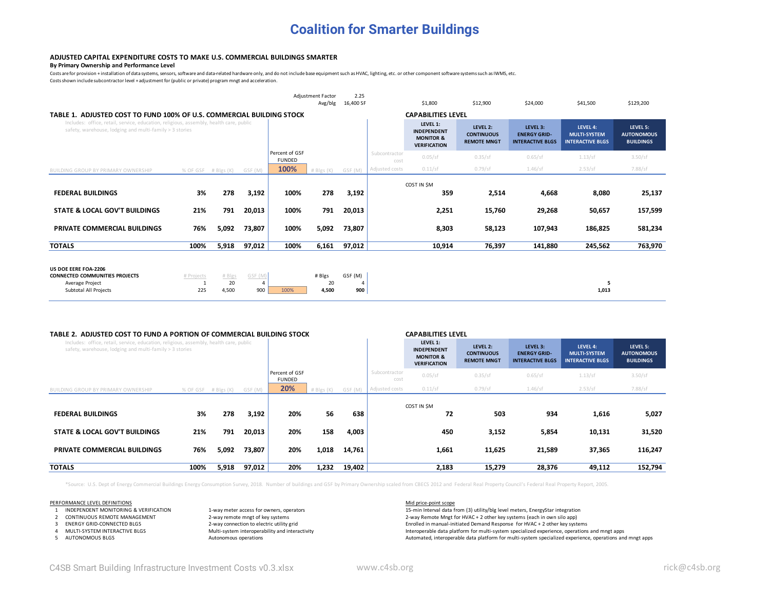# Coalition for Smarter Buildings

## ADJUSTED CAPITAL EXPENDITURE COSTS TO MAKE U.S. COMMERCIAL BUILDINGS SMARTER

**By Primary Ownership and Performance Level**

Costs are for provision + installation of data systems, sensors, software and data-related hardware only, and do not include base equipment such as HVAC, lighting, etc. or other component software systems such as IWMS, etc.
Costs shown include subcontractor level + adjustment for (public or private) program mngt and acceleration.

Adjustment Factor: 2.25
Avg/blg: 16,400 SF

### TABLE 1. ADJUSTED COST TO FUND 100% OF U.S. COMMERCIAL BUILDING STOCK

Includes: office, retail, service, education, religious, assembly, health care, public safety, warehouse, lodging and multi-family > 3 stories

| | | | | | | | | CAPABILITIES LEVEL | | | | |
|---|---|---|---|---|---|---|---|---|---|---|---|---|
| | | | | | | | | $1,800 | $12,900 | $24,000 | $41,500 | $129,200 |
| | | | | | | | | LEVEL 1: INDEPENDENT MONITOR & VERIFICATION | LEVEL 2: CONTINUOUS REMOTE MNGT | LEVEL 3: ENERGY GRID-INTERACTIVE BLGS | LEVEL 4: MULTI-SYSTEM INTERACTIVE BLGS | LEVEL 5: AUTONOMOUS BUILDINGS |
| | | | | Percent of GSF FUNDED | | | Subcontractor cost | 0.05/sf | 0.35/sf | 0.65/sf | 1.13/sf | 3.50/sf |
| BUILDING GROUP BY PRIMARY OWNERSHIP | % OF GSF | # Blgs (K) | GSF (M) | 100% | # Blgs (K) | GSF (M) | Adjusted costs | 0.11/sf | 0.79/sf | 1.46/sf | 2.53/sf | 7.88/sf |
| | | | | | | | | COST IN $M | | | | |
| **FEDERAL BUILDINGS** | **3%** | **278** | **3,192** | **100%** | **278** | **3,192** | | **359** | **2,514** | **4,668** | **8,080** | **25,137** |
| **STATE & LOCAL GOV'T BUILDINGS** | **21%** | **791** | **20,013** | **100%** | **791** | **20,013** | | **2,251** | **15,760** | **29,268** | **50,657** | **157,599** |
| **PRIVATE COMMERCIAL BUILDINGS** | **76%** | **5,092** | **73,807** | **100%** | **5,092** | **73,807** | | **8,303** | **58,123** | **107,943** | **186,825** | **581,234** |
| **TOTALS** | **100%** | **5,918** | **97,012** | **100%** | **6,161** | **97,012** | | **10,914** | **76,397** | **141,880** | **245,562** | **763,970** |

**US DOE EERE FOA-2206 CONNECTED COMMUNITIES PROJECTS**

| | # Projects | # Blgs | GSF (M) | | # Blgs | GSF (M) | | | | | | |
|---|---|---|---|---|---|---|---|---|---|---|---|---|
| Average Project | 1 | 20 | 4 | | 20 | 4 | | | | | **5** | |
| Subtotal All Projects | 225 | 4,500 | 900 | 100% | **4,500** | **900** | | | | | **1,013** | |

### TABLE 2. ADJUSTED COST TO FUND A PORTION OF COMMERCIAL BUILDING STOCK

Includes: office, retail, service, education, religious, assembly, health care, public safety, warehouse, lodging and multi-family > 3 stories

| | | | | | | | | CAPABILITIES LEVEL | | | | |
|---|---|---|---|---|---|---|---|---|---|---|---|---|
| | | | | | | | | LEVEL 1: INDEPENDENT MONITOR & VERIFICATION | LEVEL 2: CONTINUOUS REMOTE MNGT | LEVEL 3: ENERGY GRID-INTERACTIVE BLGS | LEVEL 4: MULTI-SYSTEM INTERACTIVE BLGS | LEVEL 5: AUTONOMOUS BUILDINGS |
| | | | | Percent of GSF FUNDED | | | Subcontractor cost | 0.05/sf | 0.35/sf | 0.65/sf | 1.13/sf | 3.50/sf |
| BUILDING GROUP BY PRIMARY OWNERSHIP | % OF GSF | # Blgs (K) | GSF (M) | 20% | # Blgs (K) | GSF (M) | Adjusted costs | 0.11/sf | 0.79/sf | 1.46/sf | 2.53/sf | 7.88/sf |
| | | | | | | | | COST IN $M | | | | |
| **FEDERAL BUILDINGS** | **3%** | **278** | **3,192** | **20%** | **56** | **638** | | **72** | **503** | **934** | **1,616** | **5,027** |
| **STATE & LOCAL GOV'T BUILDINGS** | **21%** | **791** | **20,013** | **20%** | **158** | **4,003** | | **450** | **3,152** | **5,854** | **10,131** | **31,520** |
| **PRIVATE COMMERCIAL BUILDINGS** | **76%** | **5,092** | **73,807** | **20%** | **1,018** | **14,761** | | **1,661** | **11,625** | **21,589** | **37,365** | **116,247** |
| **TOTALS** | **100%** | **5,918** | **97,012** | **20%** | **1,232** | **19,402** | | **2,183** | **15,279** | **28,376** | **49,112** | **152,794** |

*Source: U.S. Dept of Energy Commercial Buildings Energy Consumption Survey, 2018. Number of buildings and GSF by Primary Ownership scaled from CBECS 2012 and Federal Real Property Council's Federal Real Property Report, 2005.

**PERFORMANCE LEVEL DEFINITIONS**

| # | Level | Definition | Mid price-point scope |
|---|---|---|---|
| 1 | INDEPENDENT MONITORING & VERIFICATION | 1-way meter access for owners, operators | 15-min interval data from (3) utility/blg level meters, EnergyStar integration |
| 2 | CONTINUOUS REMOTE MANAGEMENT | 2-way remote mngt of key systems | 2-way Remote Mngt for HVAC + 2 other key systems (each in own silo app) |
| 3 | ENERGY GRID-CONNECTED BLGS | 2-way connection to electric utility grid | Enrolled in manual-initiated Demand Response for HVAC + 2 other key systems |
| 4 | MULTI-SYSTEM INTERACTIVE BLGS | Multi-system interoperability and interactivity | Interoperable data platform for multi-system specialized experience, operations and mngt apps |
| 5 | AUTONOMOUS BLGS | Autonomous operations | Automated, interoperable data platform for multi-system specialized experience, operations and mngt apps |

C4SB Smart Building Infrastructure Investment Costs v0.3.xlsx — www.c4sb.org — rick@c4sb.org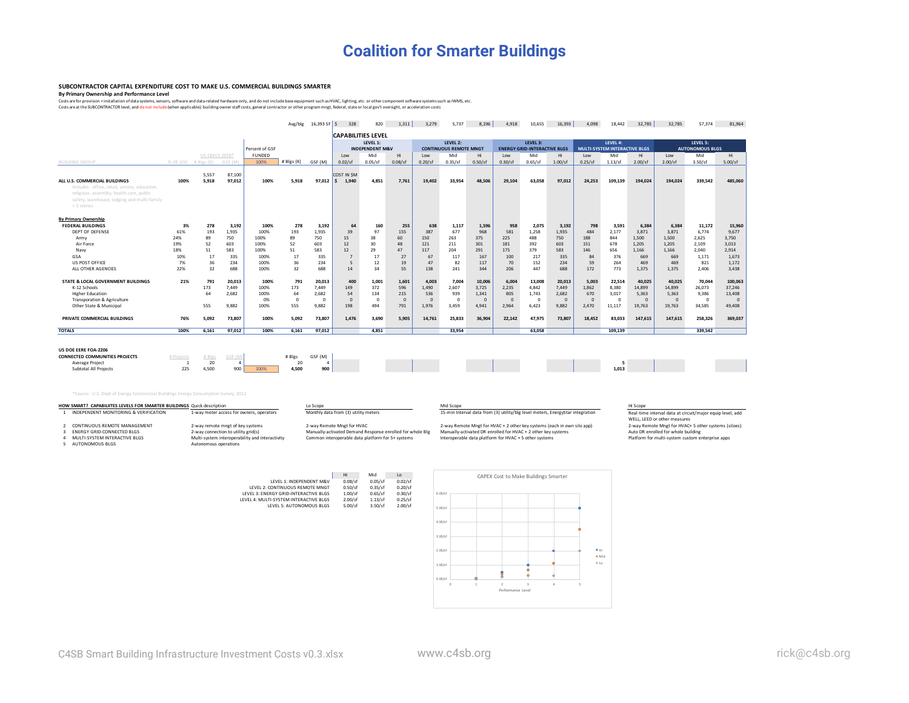# Coalition for Smarter Buildings

**SUBCONTRACTOR CAPITAL EXPENDITURE COST TO MAKE U.S. COMMERCIAL BUILDINGS SMARTER**

**By Primary Ownership and Performance Level**

Costs are for provision + installation of data systems, sensors, software and data-related hardware only, and do not include base equipment such as HVAC, lighting, etc. or other component software systems such as IWMS, etc.

Costs are at the SUBCONTRACTOR level, and do not include (when applicable): building owner staff costs, general contractor or other program mngt, federal, state or local gov't oversight, or acceleration costs

| | | | | | Avg/blg | 16,393 SF | $ 328 | 820 | 1,311 | 3,279 | 5,737 | 8,196 | 4,918 | 10,655 | 16,393 | 4,098 | 18,442 | 32,785 | 32,785 | 57,374 | 81,964 |
|---|---|---|---|---|---|---|---|---|---|---|---|---|---|---|---|---|---|---|---|---|---|
| | | | | | | | **CAPABILITIES LEVEL** | | | | | | | | | | | | | | |
| | | | | | | | **LEVEL 1: INDEPENDENT M&V** | | | **LEVEL 2: CONTINUOUS REMOTE MNGT** | | | **LEVEL 3: ENERGY GRID-INTERACTIVE BLGS** | | | **LEVEL 4: MULTI-SYSTEM INTERACTIVE BLGS** | | | **LEVEL 5: AUTONOMOUS BLGS** | | |
| | | US CBECS 2018* | | Percent of GSF FUNDED | | | Low | Mid | Hi | Low | Mid | Hi | Low | Mid | Hi | Low | Mid | Hi | Low | Mid | Hi |
| BUILDING GROUP | % OF GSF | # Blgs (K) | GSF (M) | 100% | # Blgs (K) | GSF (M) | 0.02/sf | 0.05/sf | 0.08/sf | 0.20/sf | 0.35/sf | 0.50/sf | 0.30/sf | 0.65/sf | 1.00/sf | 0.25/sf | 1.13/sf | 2.00/sf | 2.00/sf | 3.50/sf | 5.00/sf |
| | | 5,557 | 87,100 | | | | COST IN $M | | | | | | | | | | | | | | |
| **ALL U.S. COMMERCIAL BUILDINGS** | **100%** | **5,918** | **97,012** | **100%** | **5,918** | **97,012** | **$ 1,940** | **4,851** | **7,761** | **19,402** | **33,954** | **48,506** | **29,104** | **63,058** | **97,012** | **24,253** | **109,139** | **194,024** | **194,024** | **339,542** | **485,060** |
| Includes: office, retail, service, education, religious, assembly, health care, public safety, warehouse, lodging and multi-family > 3 stories | | | | | | | | | | | | | | | | | | | | | |
| **By Primary Ownership** | | | | | | | | | | | | | | | | | | | | | |
| **FEDERAL BUILDINGS** | **3%** | **278** | **3,192** | **100%** | **278** | **3,192** | **64** | **160** | **255** | **638** | **1,117** | **1,596** | **958** | **2,075** | **3,192** | **798** | **3,591** | **6,384** | **6,384** | **11,172** | **15,960** |
| DEPT OF DEFENSE | 61% | 193 | 1,935 | 100% | 193 | 1,935 | 39 | 97 | 155 | 387 | 677 | 968 | 581 | 1,258 | 1,935 | 484 | 2,177 | 3,871 | 3,871 | 6,774 | 9,677 |
| Army | 24% | 89 | 750 | 100% | 89 | 750 | 15 | 38 | 60 | 150 | 263 | 375 | 225 | 488 | 750 | 188 | 844 | 1,500 | 1,500 | 2,625 | 3,750 |
| Air Force | 19% | 52 | 603 | 100% | 52 | 603 | 12 | 30 | 48 | 121 | 211 | 301 | 181 | 392 | 603 | 151 | 678 | 1,205 | 1,205 | 2,109 | 3,013 |
| Navy | 18% | 51 | 583 | 100% | 51 | 583 | 12 | 29 | 47 | 117 | 204 | 291 | 175 | 379 | 583 | 146 | 656 | 1,166 | 1,166 | 2,040 | 2,914 |
| GSA | 10% | 17 | 335 | 100% | 17 | 335 | 7 | 17 | 27 | 67 | 117 | 167 | 100 | 217 | 335 | 84 | 376 | 669 | 669 | 1,171 | 1,673 |
| US POST OFFICE | 7% | 36 | 234 | 100% | 36 | 234 | 5 | 12 | 19 | 47 | 82 | 117 | 70 | 152 | 234 | 59 | 264 | 469 | 469 | 821 | 1,172 |
| ALL OTHER AGENCIES | 22% | 32 | 688 | 100% | 32 | 688 | 14 | 34 | 55 | 138 | 241 | 344 | 206 | 447 | 688 | 172 | 773 | 1,375 | 1,375 | 2,406 | 3,438 |
| **STATE & LOCAL GOVERNMENT BUILDINGS** | **21%** | **791** | **20,013** | **100%** | **791** | **20,013** | **400** | **1,001** | **1,601** | **4,003** | **7,004** | **10,006** | **6,004** | **13,008** | **20,013** | **5,003** | **22,514** | **40,025** | **40,025** | **70,044** | **100,063** |
| K-12 Schools | | 173 | 7,449 | 100% | 173 | 7,449 | 149 | 372 | 596 | 1,490 | 2,607 | 3,725 | 2,235 | 4,842 | 7,449 | 1,862 | 8,380 | 14,899 | 14,899 | 26,073 | 37,246 |
| Higher Education | | 64 | 2,682 | 100% | 64 | 2,682 | 54 | 134 | 215 | 536 | 939 | 1,341 | 805 | 1,743 | 2,682 | 670 | 3,017 | 5,363 | 5,363 | 9,386 | 13,408 |
| Transporation & Agriculture | | | | 0% | 0 | 0 | 0 | 0 | 0 | 0 | 0 | 0 | 0 | 0 | 0 | 0 | 0 | 0 | 0 | 0 | 0 |
| Other State & Municipal | | 555 | 9,882 | 100% | 555 | 9,882 | 198 | 494 | 791 | 1,976 | 3,459 | 4,941 | 2,964 | 6,423 | 9,882 | 2,470 | 11,117 | 19,763 | 19,763 | 34,585 | 49,408 |
| **PRIVATE COMMERCIAL BUILDINGS** | **76%** | **5,092** | **73,807** | **100%** | **5,092** | **73,807** | **1,476** | **3,690** | **5,905** | **14,761** | **25,833** | **36,904** | **22,142** | **47,975** | **73,807** | **18,452** | **83,033** | **147,615** | **147,615** | **258,326** | **369,037** |
| **TOTALS** | **100%** | **6,161** | **97,012** | **100%** | **6,161** | **97,012** | | **4,851** | | | **33,954** | | | **63,058** | | | **109,139** | | | **339,542** | |

| **US DOE EERE FOA-2206** | | | | | | | | | | | | | | | | | | | | | |
|---|---|---|---|---|---|---|---|---|---|---|---|---|---|---|---|---|---|---|---|---|---|
| **CONNECTED COMMUNITIES PROJECTS** | # Projects | # Blgs | GSF (M) | | # Blgs | GSF (M) | | | | | | | | | | | | | | | |
| Average Project | 1 | 20 | 4 | | 20 | 4 | | | | | | | | | | | 5 | | | | |
| Subtotal All Projects | 225 | 4,500 | 900 | 100% | 4,500 | 900 | | | | | | | | | | | 1,013 | | | | |

*Source: U.S. Dept of Energy Commercial Buildings Energy Consumption Survey, 2012

| **HOW SMART? CAPABILIITES LEVELS FOR SMARTER BUILDINGS** | Quick description | Lo Scope | Mid Scope | Hi Scope |
|---|---|---|---|---|
| 1 INDEPENDENT MONITORING & VERIFICATION | 1-way meter access for owners, operators | Monthly data from (3) utility meters | 15-min Interval data from (3) utility/blg level meters, EnergyStar integration | Real-time interval data at circuit/major equip level, add WELL, LEED or other measures |
| 2 CONTINUOUS REMOTE MANAGEMENT | 2-way remote mngt of key systems | 2-way Remote Mngt for HVAC | 2-way Remote Mngt for HVAC + 2 other key systems (each in own silo app) | 2-way Remote Mngt for HVAC+ 5 other systems (siloes) |
| 3 ENERGY GRID-CONNECTED BLGS | 2-way connection to utility grid(s) | Manually-activated Demand Response enrolled for whole Blg | Manually-activated DR enrolled for HVAC + 2 other key systems | Auto DR enrolled for whole building |
| 4 MULTI-SYSTEM INTERACTIVE BLGS | Multi-system interoperability and interactivity | Common interoperable data platform for 5+ systems | Interoperable data platform for HVAC + 5 other systems | Platform for multi-system custom enterprise apps |
| 5 AUTONOMOUS BLGS | Autonomous operations | | | |

| | Hi | Mid | Lo |
|---|---|---|---|
| LEVEL 1: INDEPENDENT M&V | 0.08/sf | 0.05/sf | 0.02/sf |
| LEVEL 2: CONTINUOUS REMOTE MNGT | 0.50/sf | 0.35/sf | 0.20/sf |
| LEVEL 3: ENERGY GRID-INTERACTIVE BLGS | 1.00/sf | 0.65/sf | 0.30/sf |
| LEVEL 4: MULTI-SYSTEM INTERACTIVE BLGS | 2.00/sf | 1.13/sf | 0.25/sf |
| LEVEL 5: AUTONOMOUS BLGS | 5.00/sf | 3.50/sf | 2.00/sf |

CAPEX Cost to Make Buildings Smarter

6.00/sf
5.00/sf
4.00/sf
3.00/sf
2.00/sf
1.00/sf
0.00/sf

0 1 2 3 4 5

Performance Level

Hi
Mid
Lo

C4SB Smart Building Infrastructure Investment Costs v0.3.xlsx www.c4sb.org rick@c4sb.org